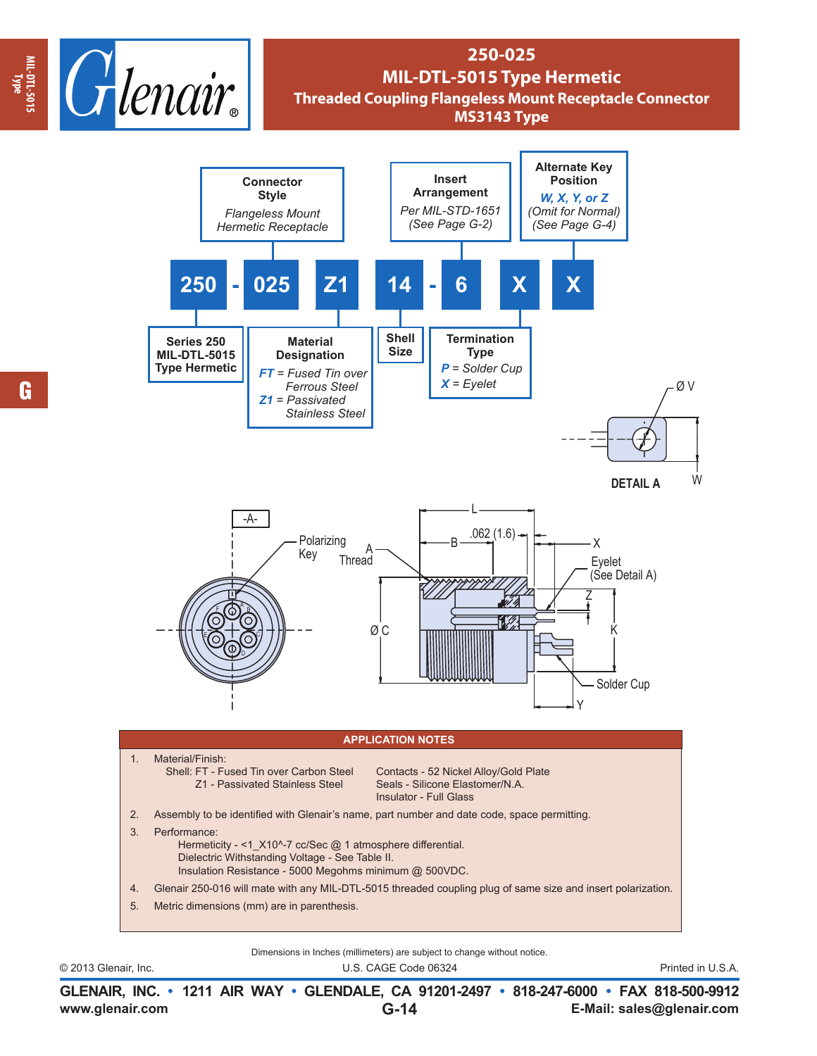# 250-025
## MIL-DTL-5015 Type Hermetic
### Threaded Coupling Flangeless Mount Receptacle Connector
### MS3143 Type

**250 - 025 Z1 14 - 6 X X**

- **Series 250** MIL-DTL-5015 Type Hermetic
- **Connector Style** — *Flangeless Mount Hermetic Receptacle*
- **Material Designation**
  - *FT* = Fused Tin over Ferrous Steel
  - *Z1* = Passivated Stainless Steel
- **Shell Size**
- **Insert Arrangement** — *Per MIL-STD-1651 (See Page G-2)*
- **Termination Type**
  - *P* = Solder Cup
  - *X* = Eyelet
- **Alternate Key Position** — *W, X, Y, or Z (Omit for Normal) (See Page G-4)*

Ø V

W

DETAIL A

-A-

Polarizing Key

A Thread

L

B

.062 (1.6)

X

Eyelet (See Detail A)

Z

Ø C

K

Solder Cup

Y

## APPLICATION NOTES

1. Material/Finish:
   Shell: FT - Fused Tin over Carbon Steel
   Z1 - Passivated Stainless Steel
   Contacts - 52 Nickel Alloy/Gold Plate
   Seals - Silicone Elastomer/N.A.
   Insulator - Full Glass
2. Assembly to be identified with Glenair's name, part number and date code, space permitting.
3. Performance:
   Hermeticity - <1_X10^-7 cc/Sec @ 1 atmosphere differential.
   Dielectric Withstanding Voltage - See Table II.
   Insulation Resistance - 5000 Megohms minimum @ 500VDC.
4. Glenair 250-016 will mate with any MIL-DTL-5015 threaded coupling plug of same size and insert polarization.
5. Metric dimensions (mm) are in parenthesis.

Dimensions in Inches (millimeters) are subject to change without notice.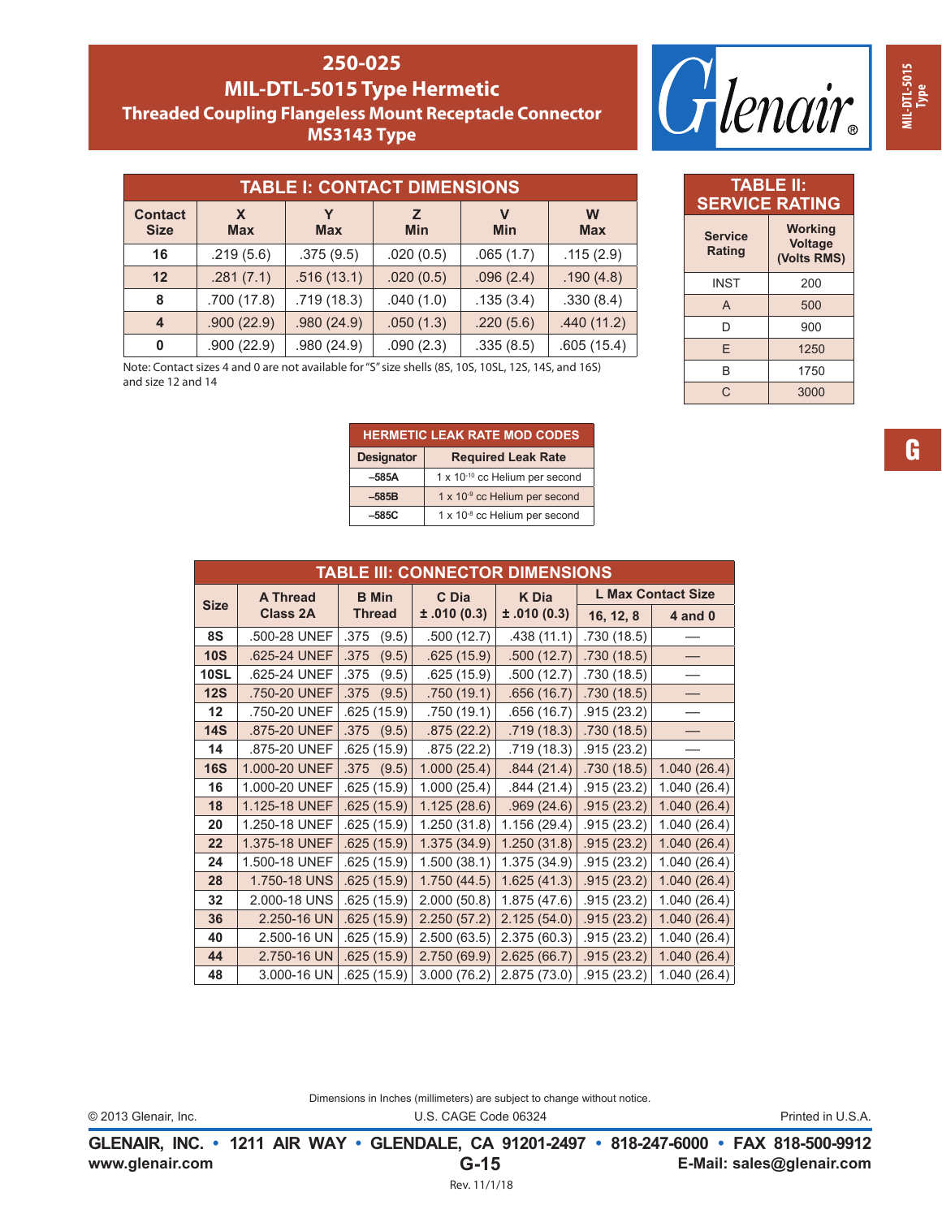# 250-025
## MIL-DTL-5015 Type Hermetic
### Threaded Coupling Flangeless Mount Receptacle Connector
### MS3143 Type

**TABLE I: CONTACT DIMENSIONS**

| Contact Size | X Max | Y Max | Z Min | V Min | W Max |
|---|---|---|---|---|---|
| 16 | .219 (5.6) | .375 (9.5) | .020 (0.5) | .065 (1.7) | .115 (2.9) |
| 12 | .281 (7.1) | .516 (13.1) | .020 (0.5) | .096 (2.4) | .190 (4.8) |
| 8 | .700 (17.8) | .719 (18.3) | .040 (1.0) | .135 (3.4) | .330 (8.4) |
| 4 | .900 (22.9) | .980 (24.9) | .050 (1.3) | .220 (5.6) | .440 (11.2) |
| 0 | .900 (22.9) | .980 (24.9) | .090 (2.3) | .335 (8.5) | .605 (15.4) |

Note: Contact sizes 4 and 0 are not available for "S" size shells (8S, 10S, 10SL, 12S, 14S, and 16S) and size 12 and 14

**TABLE II: SERVICE RATING**

| Service Rating | Working Voltage (Volts RMS) |
|---|---|
| INST | 200 |
| A | 500 |
| D | 900 |
| E | 1250 |
| B | 1750 |
| C | 3000 |

**HERMETIC LEAK RATE MOD CODES**

| Designator | Required Leak Rate |
|---|---|
| –585A | 1 x $10^{-10}$ cc Helium per second |
| –585B | 1 x $10^{-9}$ cc Helium per second |
| –585C | 1 x $10^{-8}$ cc Helium per second |

**TABLE III: CONNECTOR DIMENSIONS**

| Size | A Thread Class 2A | B Min Thread | C Dia ± .010 (0.3) | K Dia ± .010 (0.3) | L Max Contact Size | |
|---|---|---|---|---|---|---|
| | | | | | 16, 12, 8 | 4 and 0 |
| 8S | .500-28 UNEF | .375 (9.5) | .500 (12.7) | .438 (11.1) | .730 (18.5) | — |
| 10S | .625-24 UNEF | .375 (9.5) | .625 (15.9) | .500 (12.7) | .730 (18.5) | — |
| 10SL | .625-24 UNEF | .375 (9.5) | .625 (15.9) | .500 (12.7) | .730 (18.5) | — |
| 12S | .750-20 UNEF | .375 (9.5) | .750 (19.1) | .656 (16.7) | .730 (18.5) | — |
| 12 | .750-20 UNEF | .625 (15.9) | .750 (19.1) | .656 (16.7) | .915 (23.2) | — |
| 14S | .875-20 UNEF | .375 (9.5) | .875 (22.2) | .719 (18.3) | .730 (18.5) | — |
| 14 | .875-20 UNEF | .625 (15.9) | .875 (22.2) | .719 (18.3) | .915 (23.2) | — |
| 16S | 1.000-20 UNEF | .375 (9.5) | 1.000 (25.4) | .844 (21.4) | .730 (18.5) | 1.040 (26.4) |
| 16 | 1.000-20 UNEF | .625 (15.9) | 1.000 (25.4) | .844 (21.4) | .915 (23.2) | 1.040 (26.4) |
| 18 | 1.125-18 UNEF | .625 (15.9) | 1.125 (28.6) | .969 (24.6) | .915 (23.2) | 1.040 (26.4) |
| 20 | 1.250-18 UNEF | .625 (15.9) | 1.250 (31.8) | 1.156 (29.4) | .915 (23.2) | 1.040 (26.4) |
| 22 | 1.375-18 UNEF | .625 (15.9) | 1.375 (34.9) | 1.250 (31.8) | .915 (23.2) | 1.040 (26.4) |
| 24 | 1.500-18 UNEF | .625 (15.9) | 1.500 (38.1) | 1.375 (34.9) | .915 (23.2) | 1.040 (26.4) |
| 28 | 1.750-18 UNS | .625 (15.9) | 1.750 (44.5) | 1.625 (41.3) | .915 (23.2) | 1.040 (26.4) |
| 32 | 2.000-18 UNS | .625 (15.9) | 2.000 (50.8) | 1.875 (47.6) | .915 (23.2) | 1.040 (26.4) |
| 36 | 2.250-16 UN | .625 (15.9) | 2.250 (57.2) | 2.125 (54.0) | .915 (23.2) | 1.040 (26.4) |
| 40 | 2.500-16 UN | .625 (15.9) | 2.500 (63.5) | 2.375 (60.3) | .915 (23.2) | 1.040 (26.4) |
| 44 | 2.750-16 UN | .625 (15.9) | 2.750 (69.9) | 2.625 (66.7) | .915 (23.2) | 1.040 (26.4) |
| 48 | 3.000-16 UN | .625 (15.9) | 3.000 (76.2) | 2.875 (73.0) | .915 (23.2) | 1.040 (26.4) |

Dimensions in Inches (millimeters) are subject to change without notice.